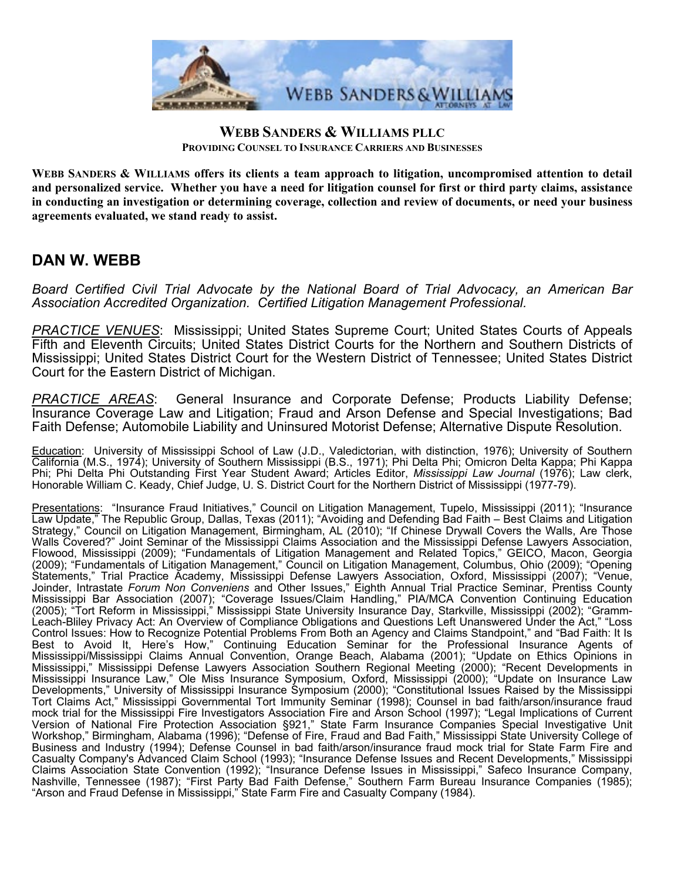**WEBB SANDERS & WILLIAMS PLLC**
**PROVIDING COUNSEL TO INSURANCE CARRIERS AND BUSINESSES**

**WEBB SANDERS & WILLIAMS offers its clients a team approach to litigation, uncompromised attention to detail and personalized service. Whether you have a need for litigation counsel for first or third party claims, assistance in conducting an investigation or determining coverage, collection and review of documents, or need your business agreements evaluated, we stand ready to assist.**

## DAN W. WEBB

*Board Certified Civil Trial Advocate by the National Board of Trial Advocacy, an American Bar Association Accredited Organization. Certified Litigation Management Professional.*

*PRACTICE VENUES*: Mississippi; United States Supreme Court; United States Courts of Appeals Fifth and Eleventh Circuits; United States District Courts for the Northern and Southern Districts of Mississippi; United States District Court for the Western District of Tennessee; United States District Court for the Eastern District of Michigan.

*PRACTICE AREAS*: General Insurance and Corporate Defense; Products Liability Defense; Insurance Coverage Law and Litigation; Fraud and Arson Defense and Special Investigations; Bad Faith Defense; Automobile Liability and Uninsured Motorist Defense; Alternative Dispute Resolution.

Education: University of Mississippi School of Law (J.D., Valedictorian, with distinction, 1976); University of Southern California (M.S., 1974); University of Southern Mississippi (B.S., 1971); Phi Delta Phi; Omicron Delta Kappa; Phi Kappa Phi; Phi Delta Phi Outstanding First Year Student Award; Articles Editor, *Mississippi Law Journal* (1976); Law clerk, Honorable William C. Keady, Chief Judge, U. S. District Court for the Northern District of Mississippi (1977-79).

Presentations: "Insurance Fraud Initiatives," Council on Litigation Management, Tupelo, Mississippi (2011); "Insurance Law Update," The Republic Group, Dallas, Texas (2011); "Avoiding and Defending Bad Faith – Best Claims and Litigation Strategy," Council on Litigation Management, Birmingham, AL (2010); "If Chinese Drywall Covers the Walls, Are Those Walls Covered?" Joint Seminar of the Mississippi Claims Association and the Mississippi Defense Lawyers Association, Flowood, Mississippi (2009); "Fundamentals of Litigation Management and Related Topics," GEICO, Macon, Georgia (2009); "Fundamentals of Litigation Management," Council on Litigation Management, Columbus, Ohio (2009); "Opening Statements," Trial Practice Academy, Mississippi Defense Lawyers Association, Oxford, Mississippi (2007); "Venue, Joinder, Intrastate *Forum Non Conveniens* and Other Issues," Eighth Annual Trial Practice Seminar, Prentiss County Mississippi Bar Association (2007); "Coverage Issues/Claim Handling," PIA/MCA Convention Continuing Education (2005); "Tort Reform in Mississippi," Mississippi State University Insurance Day, Starkville, Mississippi (2002); "Gramm-Leach-Bliley Privacy Act: An Overview of Compliance Obligations and Questions Left Unanswered Under the Act," "Loss Control Issues: How to Recognize Potential Problems From Both an Agency and Claims Standpoint," and "Bad Faith: It Is Best to Avoid It, Here's How," Continuing Education Seminar for the Professional Insurance Agents of Mississippi/Mississippi Claims Annual Convention, Orange Beach, Alabama (2001); "Update on Ethics Opinions in Mississippi," Mississippi Defense Lawyers Association Southern Regional Meeting (2000); "Recent Developments in Mississippi Insurance Law," Ole Miss Insurance Symposium, Oxford, Mississippi (2000); "Update on Insurance Law Developments," University of Mississippi Insurance Symposium (2000); "Constitutional Issues Raised by the Mississippi Tort Claims Act," Mississippi Governmental Tort Immunity Seminar (1998); Counsel in bad faith/arson/insurance fraud mock trial for the Mississippi Fire Investigators Association Fire and Arson School (1997); "Legal Implications of Current Version of National Fire Protection Association §921," State Farm Insurance Companies Special Investigative Unit Workshop," Birmingham, Alabama (1996); "Defense of Fire, Fraud and Bad Faith," Mississippi State University College of Business and Industry (1994); Defense Counsel in bad faith/arson/insurance fraud mock trial for State Farm Fire and Casualty Company's Advanced Claim School (1993); "Insurance Defense Issues and Recent Developments," Mississippi Claims Association State Convention (1992); "Insurance Defense Issues in Mississippi," Safeco Insurance Company, Nashville, Tennessee (1987); "First Party Bad Faith Defense," Southern Farm Bureau Insurance Companies (1985); "Arson and Fraud Defense in Mississippi," State Farm Fire and Casualty Company (1984).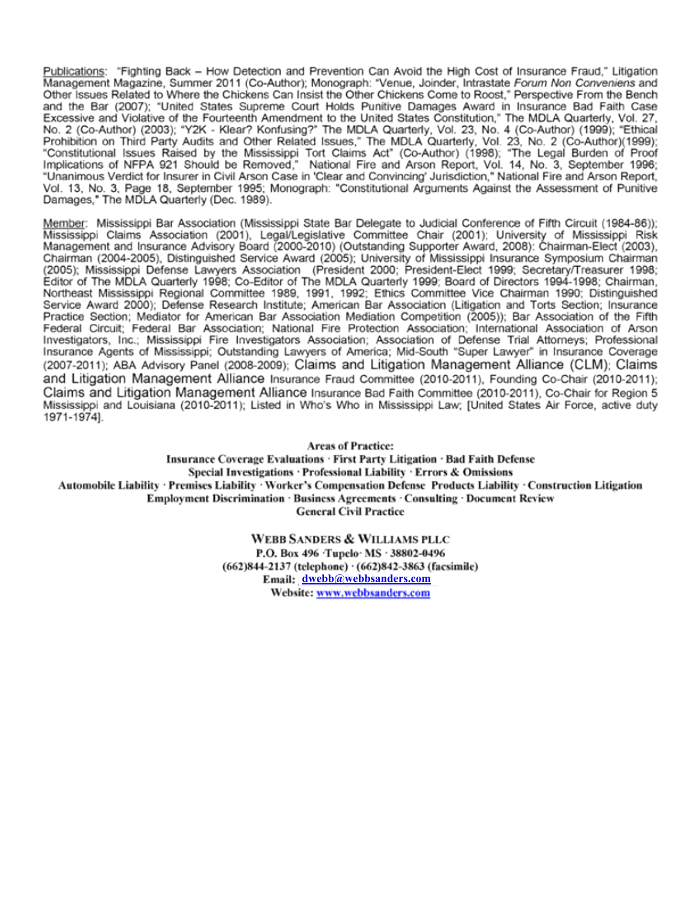Publications: "Fighting Back – How Detection and Prevention Can Avoid the High Cost of Insurance Fraud," Litigation Management Magazine, Summer 2011 (Co-Author); Monograph: "Venue, Joinder, Intrastate *Forum Non Conveniens* and Other Issues Related to Where the Chickens Can Insist the Other Chickens Come to Roost," Perspective From the Bench and the Bar (2007); "United States Supreme Court Holds Punitive Damages Award in Insurance Bad Faith Case Excessive and Violative of the Fourteenth Amendment to the United States Constitution," The MDLA Quarterly, Vol. 27, No. 2 (Co-Author) (2003); "Y2K - Klear? Konfusing?" The MDLA Quarterly, Vol. 23, No. 4 (Co-Author) (1999); "Ethical Prohibition on Third Party Audits and Other Related Issues," The MDLA Quarterly, Vol. 23, No. 2 (Co-Author)(1999); "Constitutional Issues Raised by the Mississippi Tort Claims Act" (Co-Author) (1998); "The Legal Burden of Proof Implications of NFPA 921 Should be Removed," National Fire and Arson Report, Vol. 14, No. 3, September 1996; "Unanimous Verdict for Insurer in Civil Arson Case in 'Clear and Convincing' Jurisdiction," National Fire and Arson Report, Vol. 13, No. 3, Page 18, September 1995; Monograph: "Constitutional Arguments Against the Assessment of Punitive Damages," The MDLA Quarterly (Dec. 1989).

Member: Mississippi Bar Association (Mississippi State Bar Delegate to Judicial Conference of Fifth Circuit (1984-86)); Mississippi Claims Association (2001), Legal/Legislative Committee Chair (2001); University of Mississippi Risk Management and Insurance Advisory Board (2000-2010) (Outstanding Supporter Award, 2008): Chairman-Elect (2003), Chairman (2004-2005), Distinguished Service Award (2005); University of Mississippi Insurance Symposium Chairman (2005); Mississippi Defense Lawyers Association (President 2000; President-Elect 1999; Secretary/Treasurer 1998; Editor of The MDLA Quarterly 1998; Co-Editor of The MDLA Quarterly 1999; Board of Directors 1994-1998; Chairman, Northeast Mississippi Regional Committee 1989, 1991, 1992; Ethics Committee Vice Chairman 1990; Distinguished Service Award 2000); Defense Research Institute; American Bar Association (Litigation and Torts Section; Insurance Practice Section; Mediator for American Bar Association Mediation Competition (2005)); Bar Association of the Fifth Federal Circuit; Federal Bar Association; National Fire Protection Association; International Association of Arson Investigators, Inc.; Mississippi Fire Investigators Association; Association of Defense Trial Attorneys; Professional Insurance Agents of Mississippi; Outstanding Lawyers of America; Mid-South "Super Lawyer" in Insurance Coverage (2007-2011); ABA Advisory Panel (2008-2009); Claims and Litigation Management Alliance (CLM); Claims and Litigation Management Alliance Insurance Fraud Committee (2010-2011), Founding Co-Chair (2010-2011); Claims and Litigation Management Alliance Insurance Bad Faith Committee (2010-2011), Co-Chair for Region 5 Mississippi and Louisiana (2010-2011); Listed in Who's Who in Mississippi Law; [United States Air Force, active duty 1971-1974].

**Areas of Practice:**

**Insurance Coverage Evaluations · First Party Litigation · Bad Faith Defense**
**Special Investigations · Professional Liability · Errors & Omissions**
**Automobile Liability · Premises Liability · Worker's Compensation Defense Products Liability · Construction Litigation**
**Employment Discrimination · Business Agreements · Consulting · Document Review**
**General Civil Practice**

**WEBB SANDERS & WILLIAMS PLLC**
**P.O. Box 496 ·Tupelo· MS · 38802-0496**
**(662)844-2137 (telephone) · (662)842-3863 (facsimile)**
**Email: dwebb@webbsanders.com**
**Website: www.webbsanders.com**